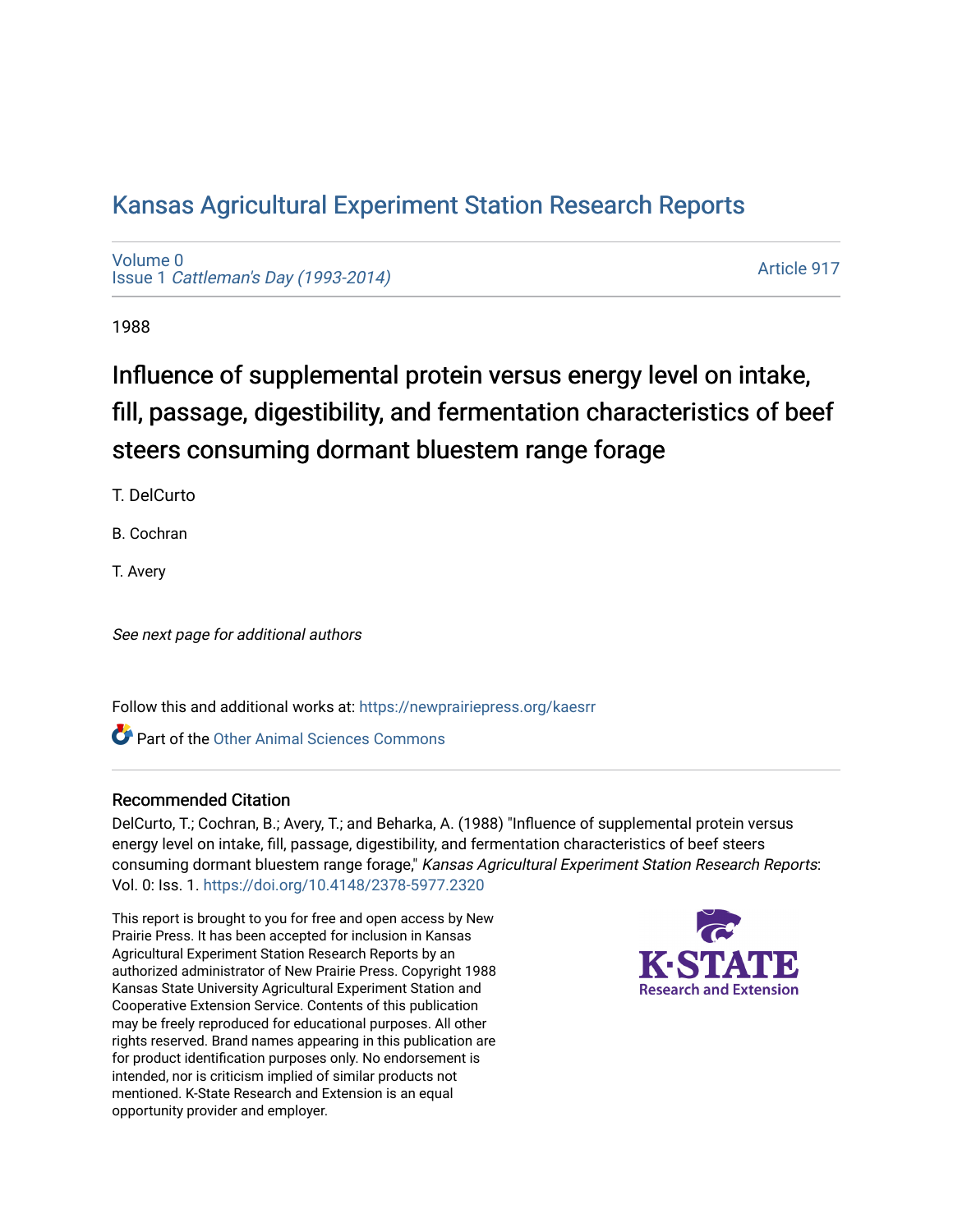# Kansas Agricultural Experiment Station Research Reports

Volume 0
Issue 1 *Cattleman's Day (1993-2014)*

Article 917

1988

## Influence of supplemental protein versus energy level on intake, fill, passage, digestibility, and fermentation characteristics of beef steers consuming dormant bluestem range forage

T. DelCurto

B. Cochran

T. Avery

*See next page for additional authors*

Follow this and additional works at: https://newprairiepress.org/kaesrr

Part of the Other Animal Sciences Commons

### Recommended Citation

DelCurto, T.; Cochran, B.; Avery, T.; and Beharka, A. (1988) "Influence of supplemental protein versus energy level on intake, fill, passage, digestibility, and fermentation characteristics of beef steers consuming dormant bluestem range forage," *Kansas Agricultural Experiment Station Research Reports*: Vol. 0: Iss. 1. https://doi.org/10.4148/2378-5977.2320

This report is brought to you for free and open access by New Prairie Press. It has been accepted for inclusion in Kansas Agricultural Experiment Station Research Reports by an authorized administrator of New Prairie Press. Copyright 1988 Kansas State University Agricultural Experiment Station and Cooperative Extension Service. Contents of this publication may be freely reproduced for educational purposes. All other rights reserved. Brand names appearing in this publication are for product identification purposes only. No endorsement is intended, nor is criticism implied of similar products not mentioned. K-State Research and Extension is an equal opportunity provider and employer.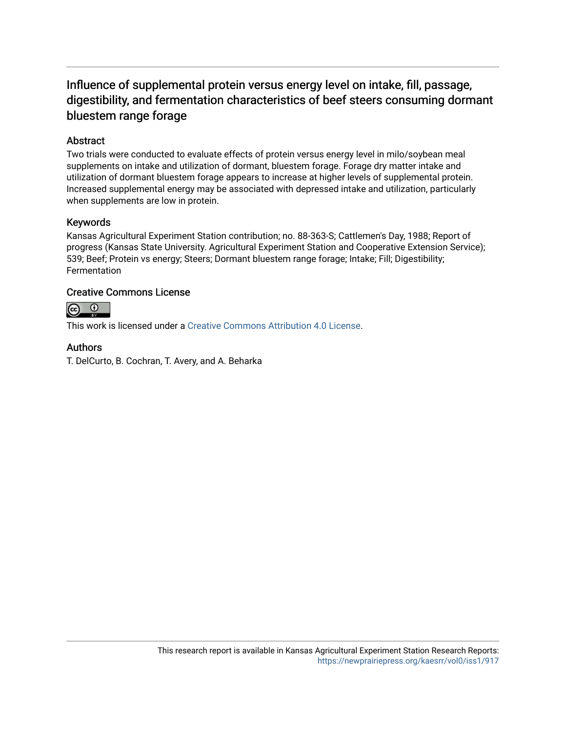# Influence of supplemental protein versus energy level on intake, fill, passage, digestibility, and fermentation characteristics of beef steers consuming dormant bluestem range forage

## Abstract

Two trials were conducted to evaluate effects of protein versus energy level in milo/soybean meal supplements on intake and utilization of dormant, bluestem forage. Forage dry matter intake and utilization of dormant bluestem forage appears to increase at higher levels of supplemental protein. Increased supplemental energy may be associated with depressed intake and utilization, particularly when supplements are low in protein.

## Keywords

Kansas Agricultural Experiment Station contribution; no. 88-363-S; Cattlemen's Day, 1988; Report of progress (Kansas State University. Agricultural Experiment Station and Cooperative Extension Service); 539; Beef; Protein vs energy; Steers; Dormant bluestem range forage; Intake; Fill; Digestibility; Fermentation

## Creative Commons License

This work is licensed under a Creative Commons Attribution 4.0 License.

## Authors

T. DelCurto, B. Cochran, T. Avery, and A. Beharka

This research report is available in Kansas Agricultural Experiment Station Research Reports: https://newprairiepress.org/kaesrr/vol0/iss1/917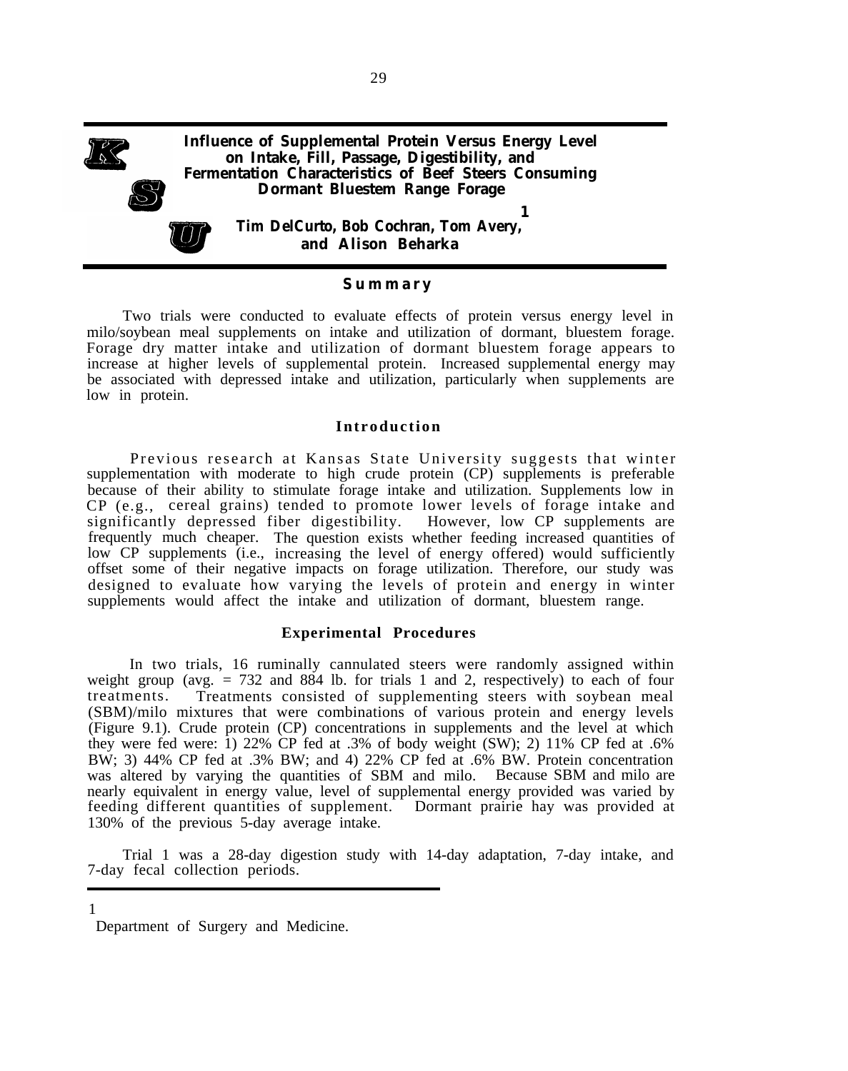# Influence of Supplemental Protein Versus Energy Level on Intake, Fill, Passage, Digestibility, and Fermentation Characteristics of Beef Steers Consuming Dormant Bluestem Range Forage

**Tim DelCurto, Bob Cochran, Tom Avery,[1] and Alison Beharka**

## Summary

Two trials were conducted to evaluate effects of protein versus energy level in milo/soybean meal supplements on intake and utilization of dormant, bluestem forage. Forage dry matter intake and utilization of dormant bluestem forage appears to increase at higher levels of supplemental protein. Increased supplemental energy may be associated with depressed intake and utilization, particularly when supplements are low in protein.

## Introduction

Previous research at Kansas State University suggests that winter supplementation with moderate to high crude protein (CP) supplements is preferable because of their ability to stimulate forage intake and utilization. Supplements low in CP (e.g., cereal grains) tended to promote lower levels of forage intake and significantly depressed fiber digestibility. However, low CP supplements are frequently much cheaper. The question exists whether feeding increased quantities of low CP supplements (i.e., increasing the level of energy offered) would sufficiently offset some of their negative impacts on forage utilization. Therefore, our study was designed to evaluate how varying the levels of protein and energy in winter supplements would affect the intake and utilization of dormant, bluestem range.

## Experimental Procedures

In two trials, 16 ruminally cannulated steers were randomly assigned within weight group (avg. = 732 and 884 lb. for trials 1 and 2, respectively) to each of four treatments. Treatments consisted of supplementing steers with soybean meal (SBM)/milo mixtures that were combinations of various protein and energy levels (Figure 9.1). Crude protein (CP) concentrations in supplements and the level at which they were fed were: 1) 22% CP fed at .3% of body weight (SW); 2) 11% CP fed at .6% BW; 3) 44% CP fed at .3% BW; and 4) 22% CP fed at .6% BW. Protein concentration was altered by varying the quantities of SBM and milo. Because SBM and milo are nearly equivalent in energy value, level of supplemental energy provided was varied by feeding different quantities of supplement. Dormant prairie hay was provided at 130% of the previous 5-day average intake.

Trial 1 was a 28-day digestion study with 14-day adaptation, 7-day intake, and 7-day fecal collection periods.

---

[1] Department of Surgery and Medicine.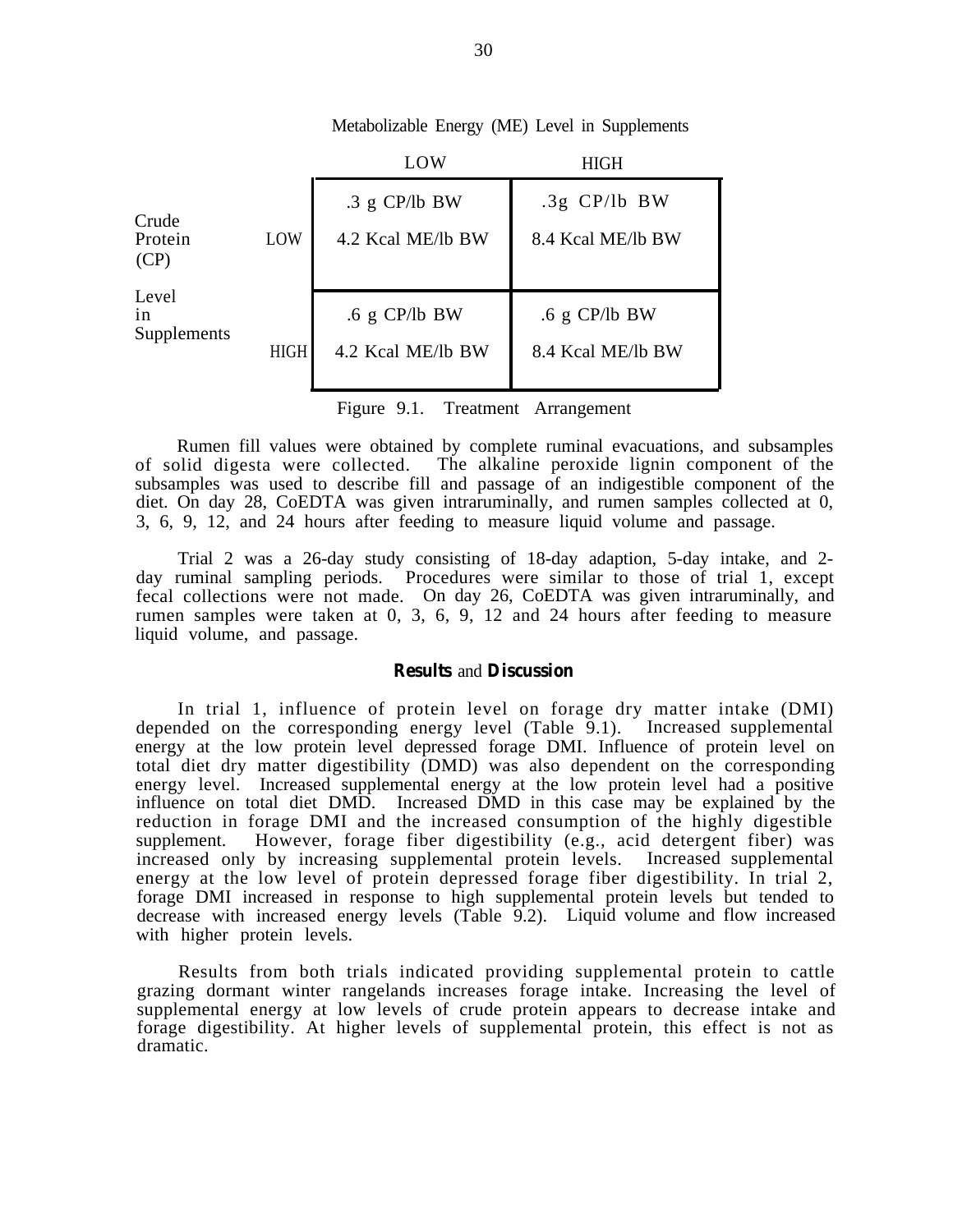| | | Metabolizable Energy (ME) Level in Supplements | |
|---|---|---|---|
| | | LOW | HIGH |
| Crude Protein (CP) Level in Supplements | LOW | .3 g CP/lb BW 4.2 Kcal ME/lb BW | .3g CP/lb BW 8.4 Kcal ME/lb BW |
| | HIGH | .6 g CP/lb BW 4.2 Kcal ME/lb BW | .6 g CP/lb BW 8.4 Kcal ME/lb BW |

Figure 9.1. Treatment Arrangement

Rumen fill values were obtained by complete ruminal evacuations, and subsamples of solid digesta were collected. The alkaline peroxide lignin component of the subsamples was used to describe fill and passage of an indigestible component of the diet. On day 28, CoEDTA was given intraruminally, and rumen samples collected at 0, 3, 6, 9, 12, and 24 hours after feeding to measure liquid volume and passage.

Trial 2 was a 26-day study consisting of 18-day adaption, 5-day intake, and 2-day ruminal sampling periods. Procedures were similar to those of trial 1, except fecal collections were not made. On day 26, CoEDTA was given intraruminally, and rumen samples were taken at 0, 3, 6, 9, 12 and 24 hours after feeding to measure liquid volume, and passage.

## Results and Discussion

In trial 1, influence of protein level on forage dry matter intake (DMI) depended on the corresponding energy level (Table 9.1). Increased supplemental energy at the low protein level depressed forage DMI. Influence of protein level on total diet dry matter digestibility (DMD) was also dependent on the corresponding energy level. Increased supplemental energy at the low protein level had a positive influence on total diet DMD. Increased DMD in this case may be explained by the reduction in forage DMI and the increased consumption of the highly digestible supplement. However, forage fiber digestibility (e.g., acid detergent fiber) was increased only by increasing supplemental protein levels. Increased supplemental energy at the low level of protein depressed forage fiber digestibility. In trial 2, forage DMI increased in response to high supplemental protein levels but tended to decrease with increased energy levels (Table 9.2). Liquid volume and flow increased with higher protein levels.

Results from both trials indicated providing supplemental protein to cattle grazing dormant winter rangelands increases forage intake. Increasing the level of supplemental energy at low levels of crude protein appears to decrease intake and forage digestibility. At higher levels of supplemental protein, this effect is not as dramatic.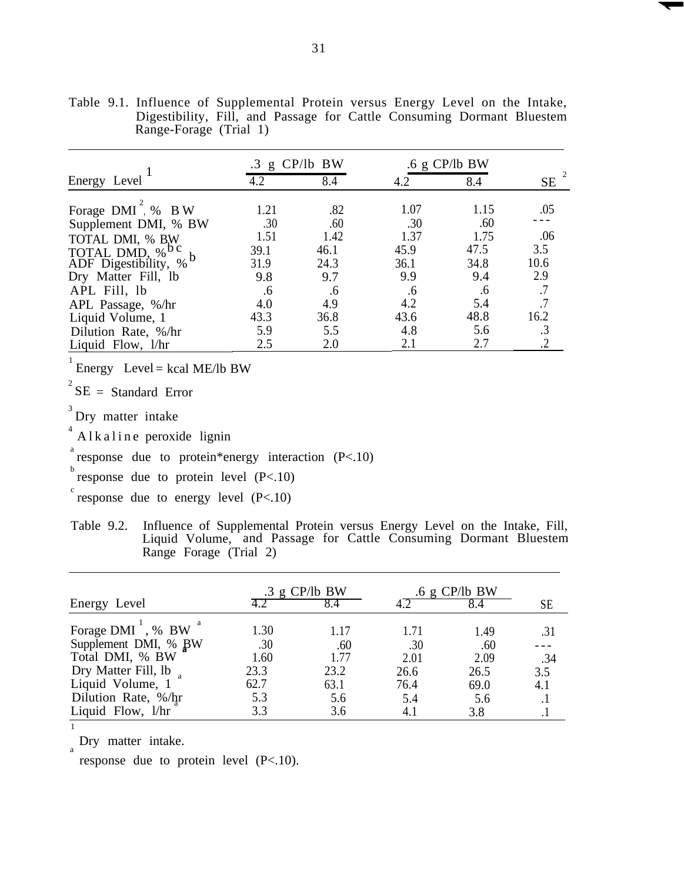Table 9.1. Influence of Supplemental Protein versus Energy Level on the Intake, Digestibility, Fill, and Passage for Cattle Consuming Dormant Bluestem Range-Forage (Trial 1)

| | .3 g CP/lb BW | | .6 g CP/lb BW | | |
|---|---|---|---|---|---|
| Energy Level [1] | 4.2 | 8.4 | 4.2 | 8.4 | SE [2] |
| Forage DMI [3], % BW | 1.21 | .82 | 1.07 | 1.15 | .05 |
| Supplement DMI, % BW | .30 | .60 | .30 | .60 | --- |
| TOTAL DMI, % BW | 1.51 | 1.42 | 1.37 | 1.75 | .06 |
| TOTAL DMD, % [b c] | 39.1 | 46.1 | 45.9 | 47.5 | 3.5 |
| ADF Digestibility, % [b] | 31.9 | 24.3 | 36.1 | 34.8 | 10.6 |
| Dry Matter Fill, lb | 9.8 | 9.7 | 9.9 | 9.4 | 2.9 |
| APL [4] Fill, lb | .6 | .6 | .6 | .6 | .7 |
| APL Passage, %/hr | 4.0 | 4.9 | 4.2 | 5.4 | .7 |
| Liquid Volume, 1 | 43.3 | 36.8 | 43.6 | 48.8 | 16.2 |
| Dilution Rate, %/hr | 5.9 | 5.5 | 4.8 | 5.6 | .3 |
| Liquid Flow, l/hr | 2.5 | 2.0 | 2.1 | 2.7 | .2 |

[1] Energy Level = kcal ME/lb BW

[2] SE = Standard Error

[3] Dry matter intake

[4] Alkaline peroxide lignin

[a] response due to protein*energy interaction (P<.10)

[b] response due to protein level (P<.10)

[c] response due to energy level (P<.10)

Table 9.2. Influence of Supplemental Protein versus Energy Level on the Intake, Fill, Liquid Volume, and Passage for Cattle Consuming Dormant Bluestem Range Forage (Trial 2)

| | .3 g CP/lb BW | | .6 g CP/lb BW | | |
|---|---|---|---|---|---|
| Energy Level | 4.2 | 8.4 | 4.2 | 8.4 | SE |
| Forage DMI [1], % BW [a] | 1.30 | 1.17 | 1.71 | 1.49 | .31 |
| Supplement DMI, % BW | .30 | .60 | .30 | .60 | --- |
| Total DMI, % BW [a] | 1.60 | 1.77 | 2.01 | 2.09 | .34 |
| Dry Matter Fill, lb [a] | 23.3 | 23.2 | 26.6 | 26.5 | 3.5 |
| Liquid Volume, 1 | 62.7 | 63.1 | 76.4 | 69.0 | 4.1 |
| Dilution Rate, %/hr | 5.3 | 5.6 | 5.4 | 5.6 | .1 |
| Liquid Flow, l/hr [a] | 3.3 | 3.6 | 4.1 | 3.8 | .1 |

[1] Dry matter intake.

[a] response due to protein level (P<.10).